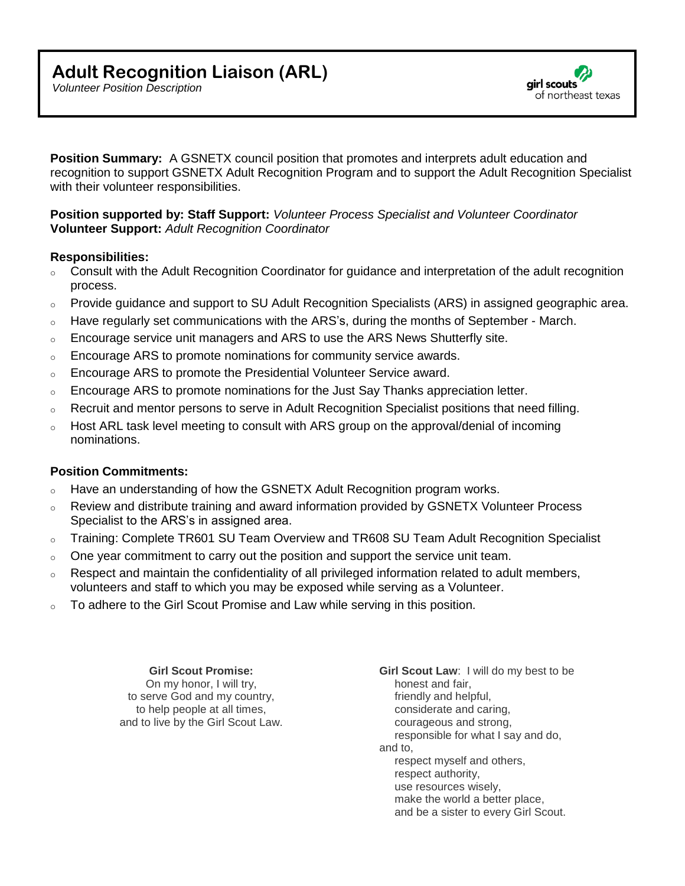# Adult Recognition Liaison (ARL)

*Volunteer Position Description*

girl scouts of northeast texas

**Position Summary:** A GSNETX council position that promotes and interprets adult education and recognition to support GSNETX Adult Recognition Program and to support the Adult Recognition Specialist with their volunteer responsibilities.

**Position supported by: Staff Support:** *Volunteer Process Specialist and Volunteer Coordinator*
**Volunteer Support:** *Adult Recognition Coordinator*

**Responsibilities:**

- Consult with the Adult Recognition Coordinator for guidance and interpretation of the adult recognition process.
- Provide guidance and support to SU Adult Recognition Specialists (ARS) in assigned geographic area.
- Have regularly set communications with the ARS's, during the months of September - March.
- Encourage service unit managers and ARS to use the ARS News Shutterfly site.
- Encourage ARS to promote nominations for community service awards.
- Encourage ARS to promote the Presidential Volunteer Service award.
- Encourage ARS to promote nominations for the Just Say Thanks appreciation letter.
- Recruit and mentor persons to serve in Adult Recognition Specialist positions that need filling.
- Host ARL task level meeting to consult with ARS group on the approval/denial of incoming nominations.

**Position Commitments:**

- Have an understanding of how the GSNETX Adult Recognition program works.
- Review and distribute training and award information provided by GSNETX Volunteer Process Specialist to the ARS's in assigned area.
- Training: Complete TR601 SU Team Overview and TR608 SU Team Adult Recognition Specialist
- One year commitment to carry out the position and support the service unit team.
- Respect and maintain the confidentiality of all privileged information related to adult members, volunteers and staff to which you may be exposed while serving as a Volunteer.
- To adhere to the Girl Scout Promise and Law while serving in this position.

**Girl Scout Promise:**
On my honor, I will try,
to serve God and my country,
to help people at all times,
and to live by the Girl Scout Law.

**Girl Scout Law**: I will do my best to be
honest and fair,
friendly and helpful,
considerate and caring,
courageous and strong,
responsible for what I say and do,
and to,
respect myself and others,
respect authority,
use resources wisely,
make the world a better place,
and be a sister to every Girl Scout.